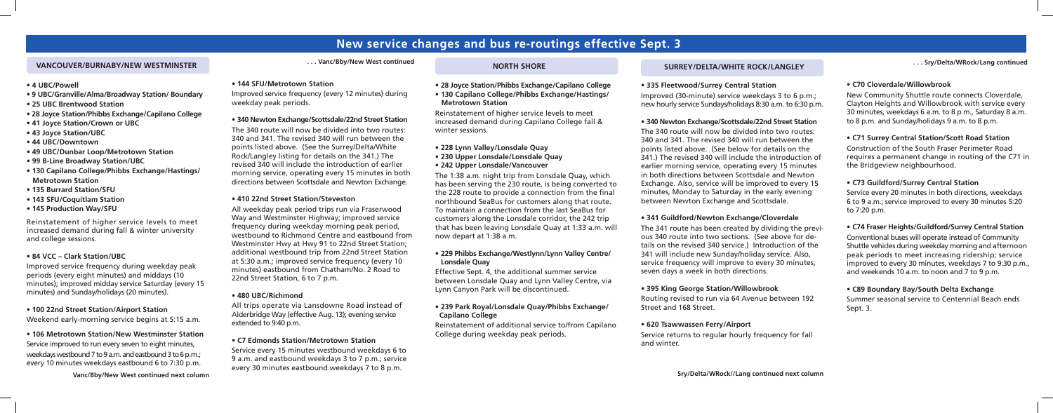# New service changes and bus re-routings effective Sept. 3

## VANCOUVER/BURNABY/NEW WESTMINSTER

- **4 UBC/Powell**
- **9 UBC/Granville/Alma/Broadway Station/ Boundary**
- **25 UBC Brentwood Station**
- **28 Joyce Station/Phibbs Exchange/Capilano College**
- **41 Joyce Station/Crown or UBC**
- **43 Joyce Station/UBC**
- **44 UBC/Downtown**
- **49 UBC/Dunbar Loop/Metrotown Station**
- **99 B-Line Broadway Station/UBC**
- **130 Capilano College/Phibbs Exchange/Hastings/ Metrotown Station**
- **135 Burrard Station/SFU**
- **143 SFU/Coquitlam Station**
- **145 Production Way/SFU**

Reinstatement of higher service levels to meet increased demand during fall & winter university and college sessions.

**• 84 VCC – Clark Station/UBC**

Improved service frequency during weekday peak periods (every eight minutes) and middays (10 minutes); improved midday service Saturday (every 15 minutes) and Sunday/holidays (20 minutes).

**• 100 22nd Street Station/Airport Station**

Weekend early-morning service begins at 5:15 a.m.

**• 106 Metrotown Station/New Westminster Station**

Service improved to run every seven to eight minutes, weekdays westbound 7 to 9 a.m. and eastbound 3 to 6 p.m.; every 10 minutes weekdays eastbound 6 to 7:30 p.m.

**• 144 SFU/Metrotown Station**

Improved service frequency (every 12 minutes) during weekday peak periods.

**• 340 Newton Exchange/Scottsdale/22nd Street Station**

The 340 route will now be divided into two routes: 340 and 341. The revised 340 will run between the points listed above. (See the Surrey/Delta/White Rock/Langley listing for details on the 341.) The revised 340 will include the introduction of earlier morning service, operating every 15 minutes in both directions between Scottsdale and Newton Exchange.

**• 410 22nd Street Station/Steveston**

All weekday peak period trips run via Fraserwood Way and Westminster Highway; improved service frequency during weekday morning peak period, westbound to Richmond Centre and eastbound from Westminster Hwy at Hwy 91 to 22nd Street Station; additional westbound trip from 22nd Street Station at 5:30 a.m.; improved service frequency (every 10 minutes) eastbound from Chatham/No. 2 Road to 22nd Street Station, 6 to 7 p.m.

**• 480 UBC/Richmond**

All trips operate via Lansdowne Road instead of Alderbridge Way (effective Aug. 13); evening service extended to 9:40 p.m.

**• C7 Edmonds Station/Metrotown Station**

Service every 15 minutes westbound weekdays 6 to 9 a.m. and eastbound weekdays 3 to 7 p.m.; service every 30 minutes eastbound weekdays 7 to 8 p.m.

## NORTH SHORE

- **28 Joyce Station/Phibbs Exchange/Capilano College**
- **130 Capilano College/Phibbs Exchange/Hastings/ Metrotown Station**

Reinstatement of higher service levels to meet increased demand during Capilano College fall & winter sessions.

- **228 Lynn Valley/Lonsdale Quay**
- **230 Upper Lonsdale/Lonsdale Quay**
- **242 Upper Lonsdale/Vancouver**

The 1:38 a.m. night trip from Lonsdale Quay, which has been serving the 230 route, is being converted to the 228 route to provide a connection from the final northbound SeaBus for customers along that route. To maintain a connection from the last SeaBus for customers along the Lonsdale corridor, the 242 trip that has been leaving Lonsdale Quay at 1:33 a.m. will now depart at 1:38 a.m.

**• 229 Phibbs Exchange/Westlynn/Lynn Valley Centre/ Lonsdale Quay**

Effective Sept. 4, the additional summer service between Lonsdale Quay and Lynn Valley Centre, via Lynn Canyon Park will be discontinued.

**• 239 Park Royal/Lonsdale Quay/Phibbs Exchange/ Capilano College**

Reinstatement of additional service to/from Capilano College during weekday peak periods.

## SURREY/DELTA/WHITE ROCK/LANGLEY

**• 335 Fleetwood/Surrey Central Station**

Improved (30-minute) service weekdays 3 to 6 p.m.; new hourly service Sundays/holidays 8:30 a.m. to 6:30 p.m.

**• 340 Newton Exchange/Scottsdale/22nd Street Station**

The 340 route will now be divided into two routes: 340 and 341. The revised 340 will run between the points listed above. (See below for details on the 341.) The revised 340 will include the introduction of earlier morning service, operating every 15 minutes in both directions between Scottsdale and Newton Exchange. Also, service will be improved to every 15 minutes, Monday to Saturday in the early evening between Newton Exchange and Scottsdale.

**• 341 Guildford/Newton Exchange/Cloverdale**

The 341 route has been created by dividing the previous 340 route into two sections. (See above for details on the revised 340 service.) Introduction of the 341 will include new Sunday/holiday service. Also, service frequency will improve to every 30 minutes, seven days a week in both directions.

**• 395 King George Station/Willowbrook**

Routing revised to run via 64 Avenue between 192 Street and 168 Street.

**• 620 Tsawwassen Ferry/Airport**

Service returns to regular hourly frequency for fall and winter.

**• C70 Cloverdale/Willowbrook**

New Community Shuttle route connects Cloverdale, Clayton Heights and Willowbrook with service every 30 minutes, weekdays 6 a.m. to 8 p.m., Saturday 8 a.m. to 8 p.m. and Sunday/holidays 9 a.m. to 8 p.m.

**• C71 Surrey Central Station/Scott Road Station**

Construction of the South Fraser Perimeter Road requires a permanent change in routing of the C71 in the Bridgeview neighbourhood.

**• C73 Guildford/Surrey Central Station**

Service every 20 minutes in both directions, weekdays 6 to 9 a.m.; service improved to every 30 minutes 5:20 to 7:20 p.m.

**• C74 Fraser Heights/Guildford/Surrey Central Station**

Conventional buses will operate instead of Community Shuttle vehicles during weekday morning and afternoon peak periods to meet increasing ridership; service improved to every 30 minutes, weekdays 7 to 9:30 p.m., and weekends 10 a.m. to noon and 7 to 9 p.m.

**• C89 Boundary Bay/South Delta Exchange**

Summer seasonal service to Centennial Beach ends Sept. 3.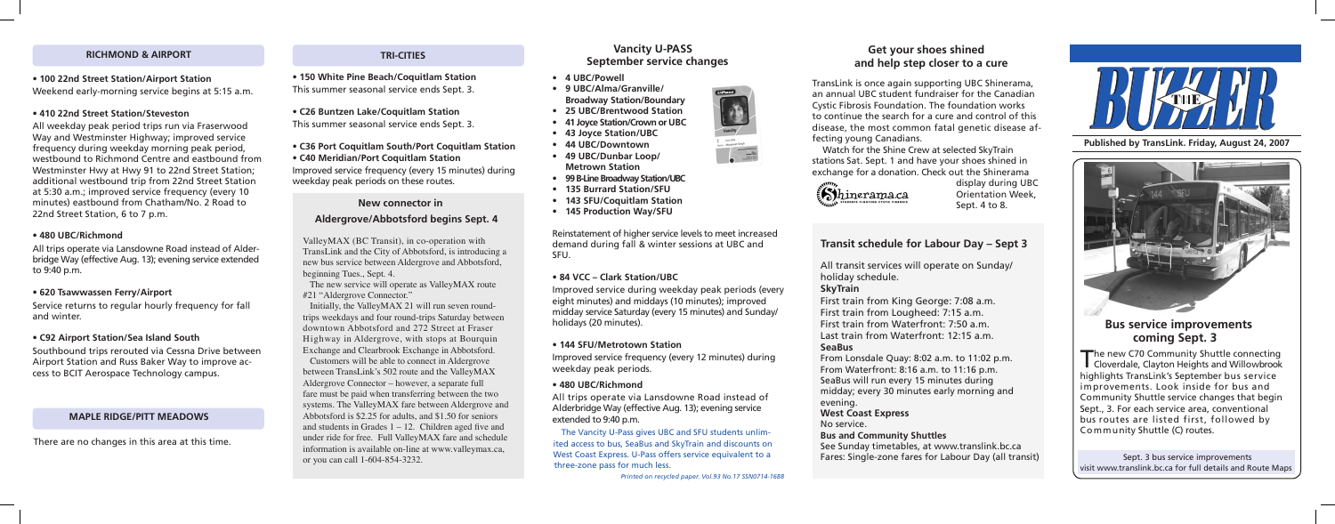## RICHMOND & AIRPORT

**• 100 22nd Street Station/Airport Station**
Weekend early-morning service begins at 5:15 a.m.

**• 410 22nd Street Station/Steveston**
All weekday peak period trips run via Fraserwood Way and Westminster Highway; improved service frequency during weekday morning peak period, westbound to Richmond Centre and eastbound from Westminster Hwy at Hwy 91 to 22nd Street Station; additional westbound trip from 22nd Street Station at 5:30 a.m.; improved service frequency (every 10 minutes) eastbound from Chatham/No. 2 Road to 22nd Street Station, 6 to 7 p.m.

**• 480 UBC/Richmond**
All trips operate via Lansdowne Road instead of Alderbridge Way (effective Aug. 13); evening service extended to 9:40 p.m.

**• 620 Tsawwassen Ferry/Airport**
Service returns to regular hourly frequency for fall and winter.

**• C92 Airport Station/Sea Island South**
Southbound trips rerouted via Cessna Drive between Airport Station and Russ Baker Way to improve access to BCIT Aerospace Technology campus.

## MAPLE RIDGE/PITT MEADOWS

There are no changes in this area at this time.

## TRI-CITIES

**• 150 White Pine Beach/Coquitlam Station**
This summer seasonal service ends Sept. 3.

**• C26 Buntzen Lake/Coquitlam Station**
This summer seasonal service ends Sept. 3.

**• C36 Port Coquitlam South/Port Coquitlam Station**
**• C40 Meridian/Port Coquitlam Station**
Improved service frequency (every 15 minutes) during weekday peak periods on these routes.

### New connector in Aldergrove/Abbotsford begins Sept. 4

ValleyMAX (BC Transit), in co-operation with TransLink and the City of Abbotsford, is introducing a new bus service between Aldergrove and Abbotsford, beginning Tues., Sept. 4.

The new service will operate as ValleyMAX route #21 "Aldergrove Connector."

Initially, the ValleyMAX 21 will run seven round-trips weekdays and four round-trips Saturday between downtown Abbotsford and 272 Street at Fraser Highway in Aldergrove, with stops at Bourquin Exchange and Clearbrook Exchange in Abbotsford.

Customers will be able to connect in Aldergrove between TransLink's 502 route and the ValleyMAX Aldergrove Connector – however, a separate full fare must be paid when transferring between the two systems. The ValleyMAX fare between Aldergrove and Abbotsford is $2.25 for adults, and $1.50 for seniors and students in Grades 1 – 12. Children aged five and under ride for free. Full ValleyMAX fare and schedule information is available on-line at www.valleymax.ca, or you can call 1-604-854-3232.

## Vancity U-PASS September service changes

- 4 UBC/Powell
- 9 UBC/Alma/Granville/Broadway Station/Boundary
- 25 UBC/Brentwood Station
- 41 Joyce Station/Crown or UBC
- 43 Joyce Station/UBC
- 44 UBC/Downtown
- 49 UBC/Dunbar Loop/Metrown Station
- 99 B-Line Broadway Station/UBC
- 135 Burrard Station/SFU
- 143 SFU/Coquitlam Station
- 145 Production Way/SFU

Reinstatement of higher service levels to meet increased demand during fall & winter sessions at UBC and SFU.

**• 84 VCC – Clark Station/UBC**
Improved service during weekday peak periods (every eight minutes) and middays (10 minutes); improved midday service Saturday (every 15 minutes) and Sunday/holidays (20 minutes).

**• 144 SFU/Metrotown Station**
Improved service frequency (every 12 minutes) during weekday peak periods.

**• 480 UBC/Richmond**
All trips operate via Lansdowne Road instead of Alderbridge Way (effective Aug. 13); evening service extended to 9:40 p.m.

The Vancity U-Pass gives UBC and SFU students unlimited access to bus, SeaBus and SkyTrain and discounts on West Coast Express. U-Pass offers service equivalent to a three-zone pass for much less.

*Printed on recycled paper. Vol.93 No.17 SSN0714-1688*

## Get your shoes shined and help step closer to a cure

TransLink is once again supporting UBC Shinerama, an annual UBC student fundraiser for the Canadian Cystic Fibrosis Foundation. The foundation works to continue the search for a cure and control of this disease, the most common fatal genetic disease affecting young Canadians.

Watch for the Shine Crew at selected SkyTrain stations Sat. Sept. 1 and have your shoes shined in exchange for a donation. Check out the Shinerama display during UBC Orientation Week, Sept. 4 to 8.

### Transit schedule for Labour Day – Sept 3

All transit services will operate on Sunday/holiday schedule.

**SkyTrain**
First train from King George: 7:08 a.m.
First train from Lougheed: 7:15 a.m.
First train from Waterfront: 7:50 a.m.
Last train from Waterfront: 12:15 a.m.

**SeaBus**
From Lonsdale Quay: 8:02 a.m. to 11:02 p.m.
From Waterfront: 8:16 a.m. to 11:16 p.m.
SeaBus will run every 15 minutes during midday; every 30 minutes early morning and evening.

**West Coast Express**
No service.

**Bus and Community Shuttles**
See Sunday timetables, at www.translink.bc.ca
Fares: Single-zone fares for Labour Day (all transit)

# THE BUZZER

**Published by TransLink. Friday, August 24, 2007**

## Bus service improvements coming Sept. 3

The new C70 Community Shuttle connecting Cloverdale, Clayton Heights and Willowbrook highlights TransLink's September bus service improvements. Look inside for bus and Community Shuttle service changes that begin Sept., 3. For each service area, conventional bus routes are listed first, followed by Community Shuttle (C) routes.

Sept. 3 bus service improvements
visit www.translink.bc.ca for full details and Route Maps